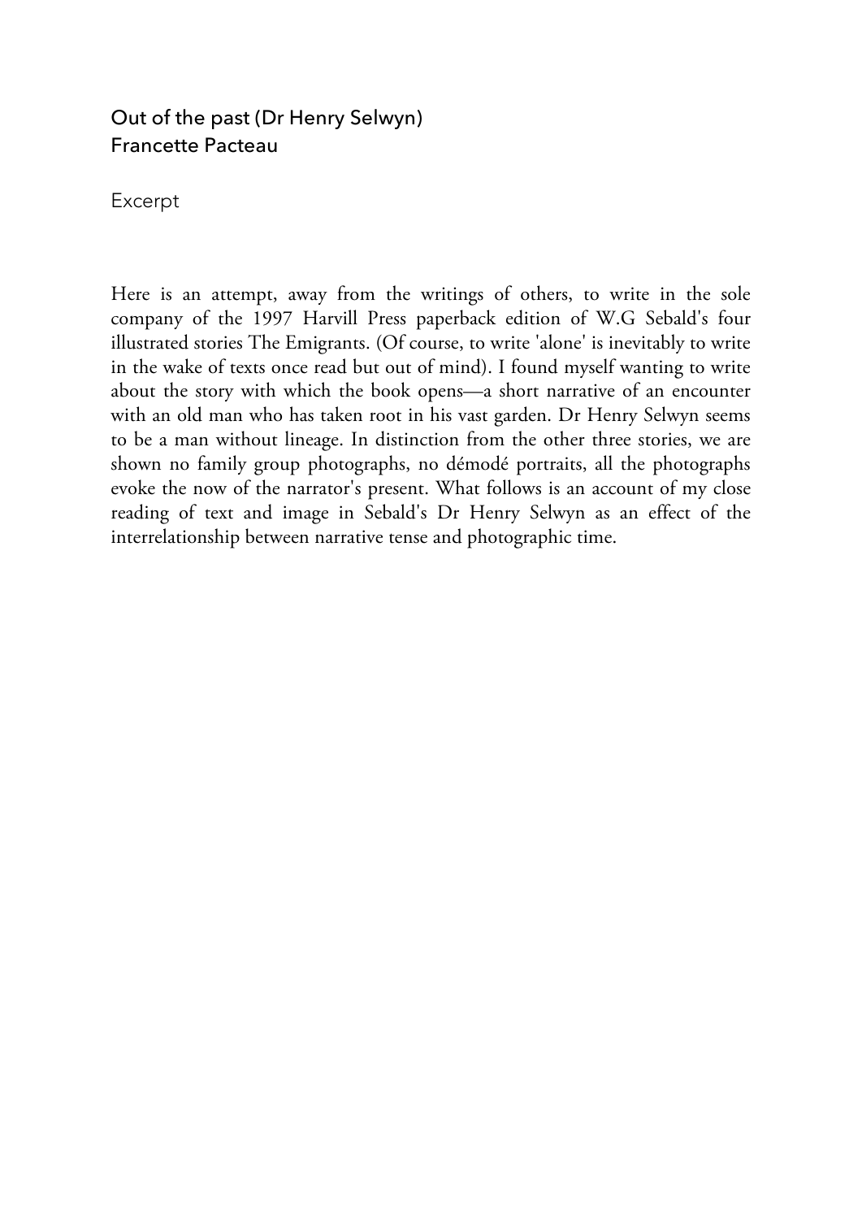# Out of the past (Dr Henry Selwyn)

Francette Pacteau

Excerpt

Here is an attempt, away from the writings of others, to write in the sole company of the 1997 Harvill Press paperback edition of W.G Sebald's four illustrated stories The Emigrants. (Of course, to write 'alone' is inevitably to write in the wake of texts once read but out of mind). I found myself wanting to write about the story with which the book opens—a short narrative of an encounter with an old man who has taken root in his vast garden. Dr Henry Selwyn seems to be a man without lineage. In distinction from the other three stories, we are shown no family group photographs, no démodé portraits, all the photographs evoke the now of the narrator's present. What follows is an account of my close reading of text and image in Sebald's Dr Henry Selwyn as an effect of the interrelationship between narrative tense and photographic time.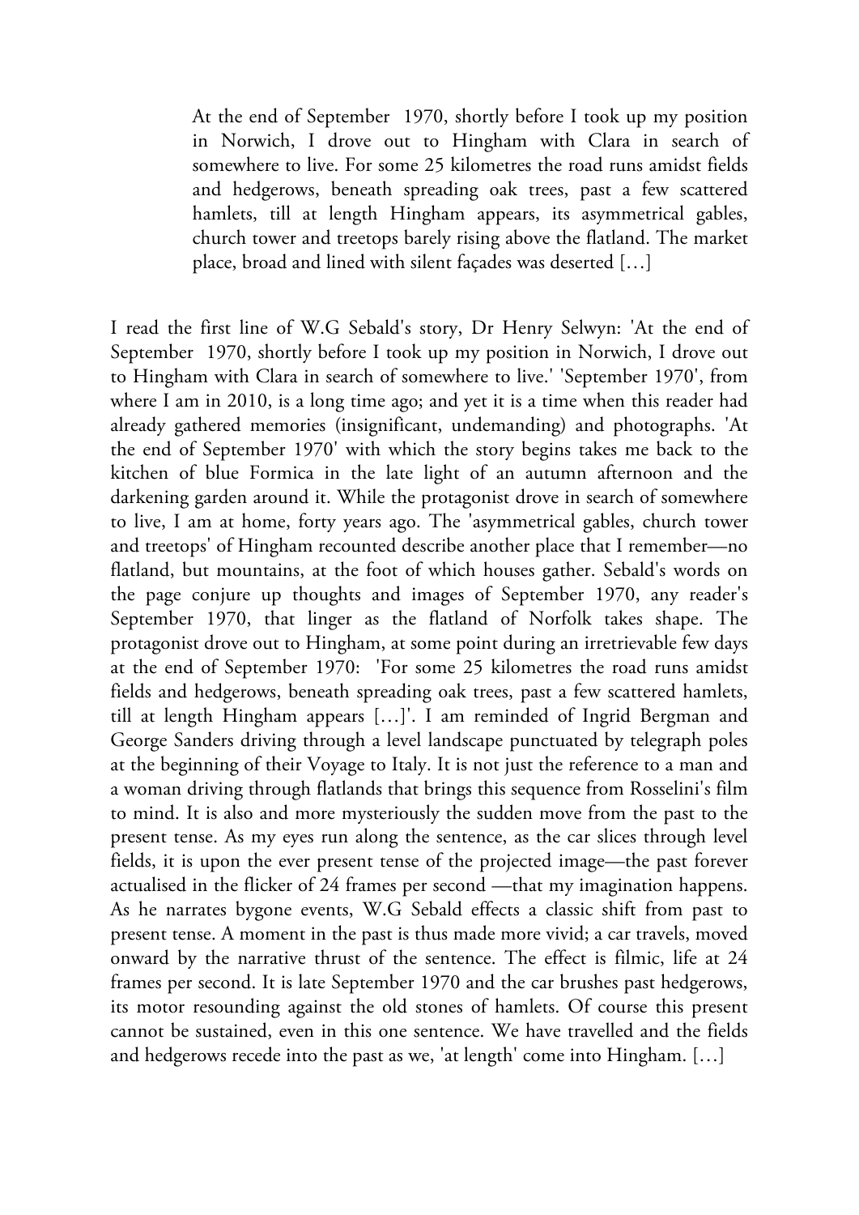> At the end of September 1970, shortly before I took up my position in Norwich, I drove out to Hingham with Clara in search of somewhere to live. For some 25 kilometres the road runs amidst fields and hedgerows, beneath spreading oak trees, past a few scattered hamlets, till at length Hingham appears, its asymmetrical gables, church tower and treetops barely rising above the flatland. The market place, broad and lined with silent façades was deserted […]

I read the first line of W.G Sebald's story, Dr Henry Selwyn: 'At the end of September 1970, shortly before I took up my position in Norwich, I drove out to Hingham with Clara in search of somewhere to live.' 'September 1970', from where I am in 2010, is a long time ago; and yet it is a time when this reader had already gathered memories (insignificant, undemanding) and photographs. 'At the end of September 1970' with which the story begins takes me back to the kitchen of blue Formica in the late light of an autumn afternoon and the darkening garden around it. While the protagonist drove in search of somewhere to live, I am at home, forty years ago. The 'asymmetrical gables, church tower and treetops' of Hingham recounted describe another place that I remember—no flatland, but mountains, at the foot of which houses gather. Sebald's words on the page conjure up thoughts and images of September 1970, any reader's September 1970, that linger as the flatland of Norfolk takes shape. The protagonist drove out to Hingham, at some point during an irretrievable few days at the end of September 1970: 'For some 25 kilometres the road runs amidst fields and hedgerows, beneath spreading oak trees, past a few scattered hamlets, till at length Hingham appears […]'. I am reminded of Ingrid Bergman and George Sanders driving through a level landscape punctuated by telegraph poles at the beginning of their Voyage to Italy. It is not just the reference to a man and a woman driving through flatlands that brings this sequence from Rosselini's film to mind. It is also and more mysteriously the sudden move from the past to the present tense. As my eyes run along the sentence, as the car slices through level fields, it is upon the ever present tense of the projected image—the past forever actualised in the flicker of 24 frames per second —that my imagination happens. As he narrates bygone events, W.G Sebald effects a classic shift from past to present tense. A moment in the past is thus made more vivid; a car travels, moved onward by the narrative thrust of the sentence. The effect is filmic, life at 24 frames per second. It is late September 1970 and the car brushes past hedgerows, its motor resounding against the old stones of hamlets. Of course this present cannot be sustained, even in this one sentence. We have travelled and the fields and hedgerows recede into the past as we, 'at length' come into Hingham. […]